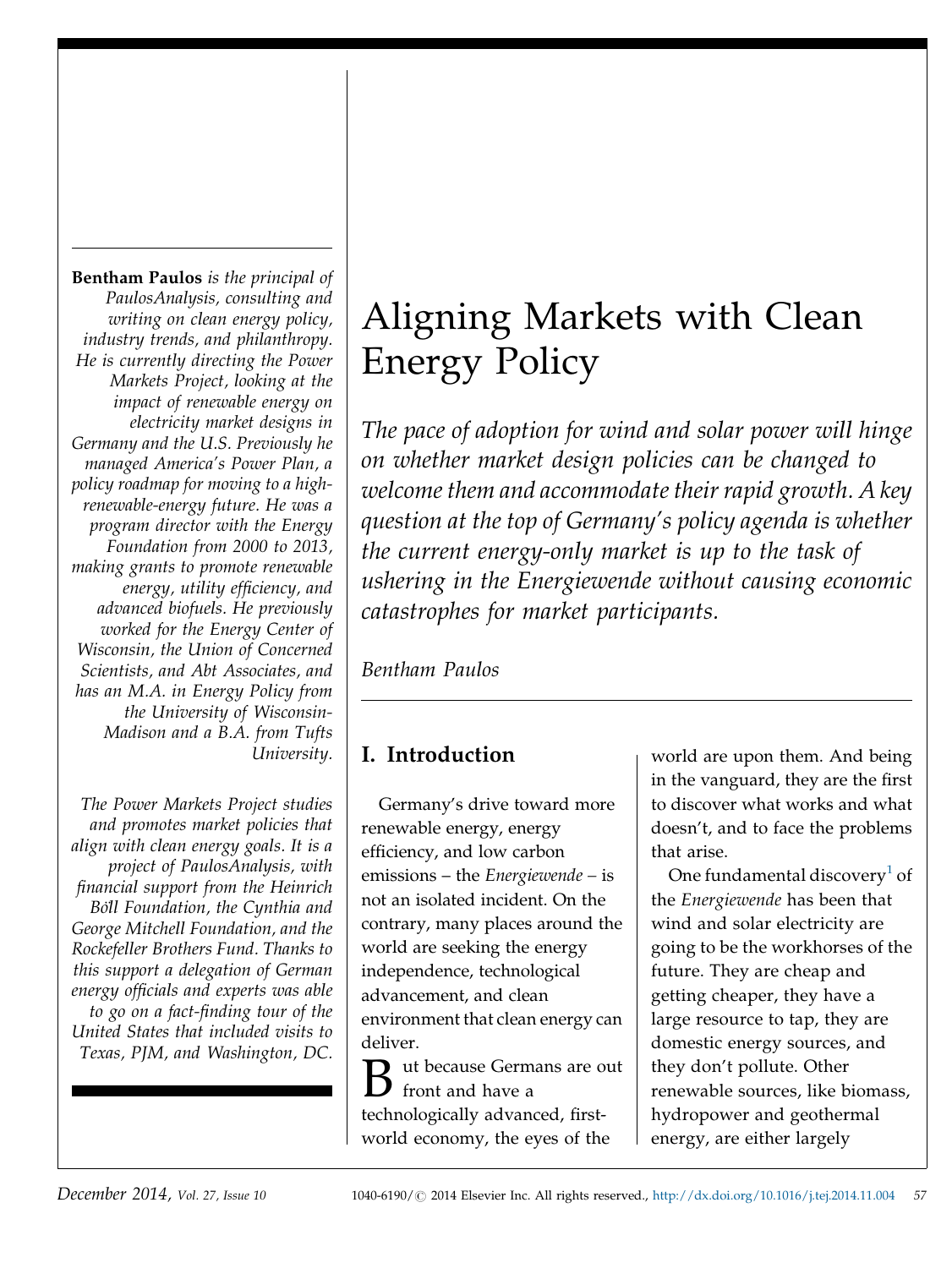# Aligning Markets with Clean Energy Policy

*The pace of adoption for wind and solar power will hinge on whether market design policies can be changed to welcome them and accommodate their rapid growth. A key question at the top of Germany's policy agenda is whether the current energy-only market is up to the task of ushering in the Energiewende without causing economic catastrophes for market participants.*

*Bentham Paulos*

**Bentham Paulos** *is the principal of PaulosAnalysis, consulting and writing on clean energy policy, industry trends, and philanthropy. He is currently directing the Power Markets Project, looking at the impact of renewable energy on electricity market designs in Germany and the U.S. Previously he managed America's Power Plan, a policy roadmap for moving to a high-renewable-energy future. He was a program director with the Energy Foundation from 2000 to 2013, making grants to promote renewable energy, utility efficiency, and advanced biofuels. He previously worked for the Energy Center of Wisconsin, the Union of Concerned Scientists, and Abt Associates, and has an M.A. in Energy Policy from the University of Wisconsin-Madison and a B.A. from Tufts University.*

*The Power Markets Project studies and promotes market policies that align with clean energy goals. It is a project of PaulosAnalysis, with financial support from the Heinrich Böll Foundation, the Cynthia and George Mitchell Foundation, and the Rockefeller Brothers Fund. Thanks to this support a delegation of German energy officials and experts was able to go on a fact-finding tour of the United States that included visits to Texas, PJM, and Washington, DC.*

## I. Introduction

Germany's drive toward more renewable energy, energy efficiency, and low carbon emissions – the *Energiewende* – is not an isolated incident. On the contrary, many places around the world are seeking the energy independence, technological advancement, and clean environment that clean energy can deliver.

But because Germans are out front and have a technologically advanced, first-world economy, the eyes of the world are upon them. And being in the vanguard, they are the first to discover what works and what doesn't, and to face the problems that arise.

One fundamental discovery[1] of the *Energiewende* has been that wind and solar electricity are going to be the workhorses of the future. They are cheap and getting cheaper, they have a large resource to tap, they are domestic energy sources, and they don't pollute. Other renewable sources, like biomass, hydropower and geothermal energy, are either largely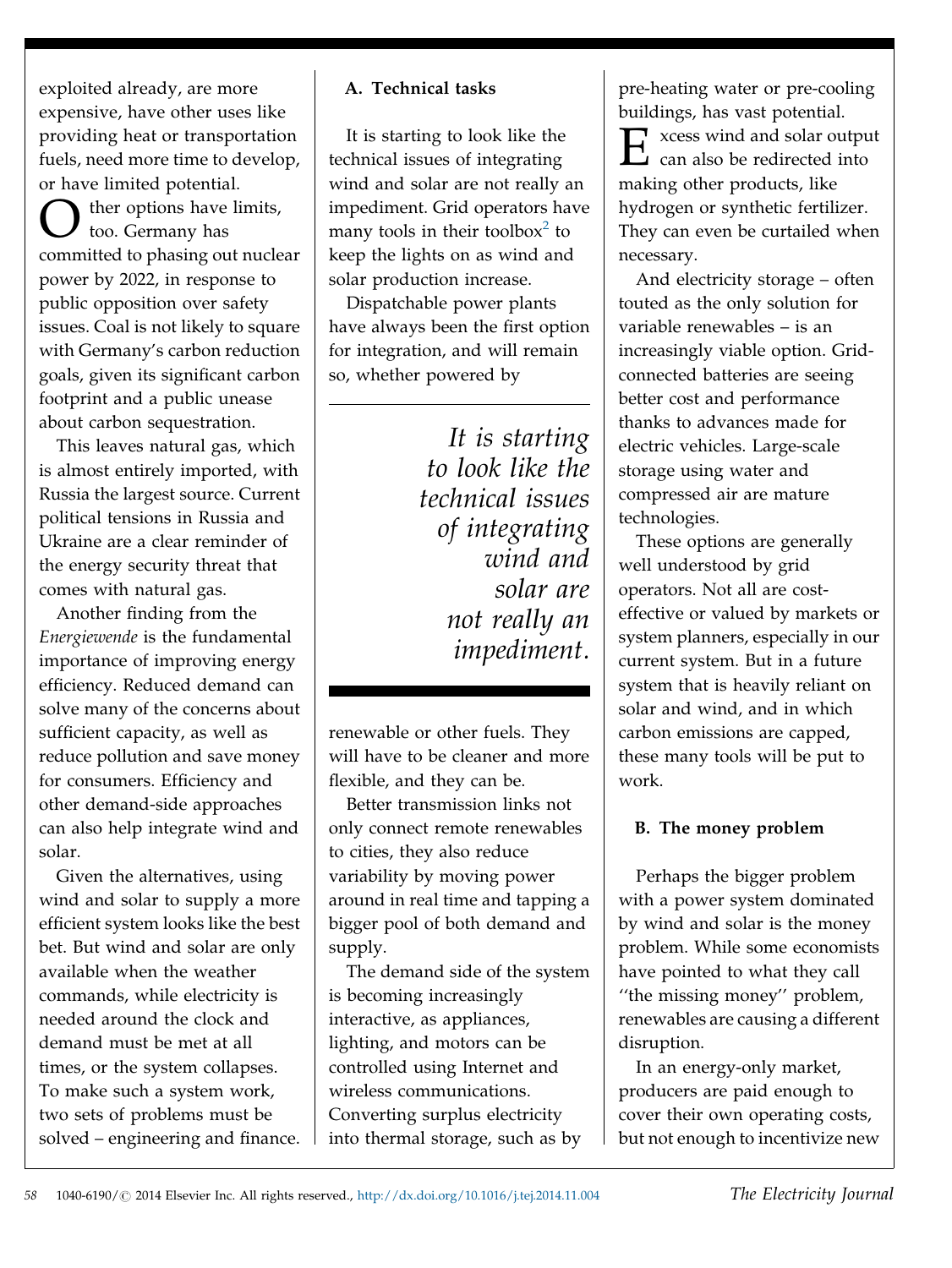exploited already, are more expensive, have other uses like providing heat or transportation fuels, need more time to develop, or have limited potential.

Other options have limits, too. Germany has committed to phasing out nuclear power by 2022, in response to public opposition over safety issues. Coal is not likely to square with Germany's carbon reduction goals, given its significant carbon footprint and a public unease about carbon sequestration.

This leaves natural gas, which is almost entirely imported, with Russia the largest source. Current political tensions in Russia and Ukraine are a clear reminder of the energy security threat that comes with natural gas.

Another finding from the *Energiewende* is the fundamental importance of improving energy efficiency. Reduced demand can solve many of the concerns about sufficient capacity, as well as reduce pollution and save money for consumers. Efficiency and other demand-side approaches can also help integrate wind and solar.

Given the alternatives, using wind and solar to supply a more efficient system looks like the best bet. But wind and solar are only available when the weather commands, while electricity is needed around the clock and demand must be met at all times, or the system collapses. To make such a system work, two sets of problems must be solved – engineering and finance.

### A. Technical tasks

It is starting to look like the technical issues of integrating wind and solar are not really an impediment. Grid operators have many tools in their toolbox[2] to keep the lights on as wind and solar production increase.

Dispatchable power plants have always been the first option for integration, and will remain so, whether powered by renewable or other fuels. They will have to be cleaner and more flexible, and they can be.

> *It is starting to look like the technical issues of integrating wind and solar are not really an impediment.*

Better transmission links not only connect remote renewables to cities, they also reduce variability by moving power around in real time and tapping a bigger pool of both demand and supply.

The demand side of the system is becoming increasingly interactive, as appliances, lighting, and motors can be controlled using Internet and wireless communications. Converting surplus electricity into thermal storage, such as by pre-heating water or pre-cooling buildings, has vast potential.

Excess wind and solar output can also be redirected into making other products, like hydrogen or synthetic fertilizer. They can even be curtailed when necessary.

And electricity storage – often touted as the only solution for variable renewables – is an increasingly viable option. Grid-connected batteries are seeing better cost and performance thanks to advances made for electric vehicles. Large-scale storage using water and compressed air are mature technologies.

These options are generally well understood by grid operators. Not all are cost-effective or valued by markets or system planners, especially in our current system. But in a future system that is heavily reliant on solar and wind, and in which carbon emissions are capped, these many tools will be put to work.

### B. The money problem

Perhaps the bigger problem with a power system dominated by wind and solar is the money problem. While some economists have pointed to what they call "the missing money" problem, renewables are causing a different disruption.

In an energy-only market, producers are paid enough to cover their own operating costs, but not enough to incentivize new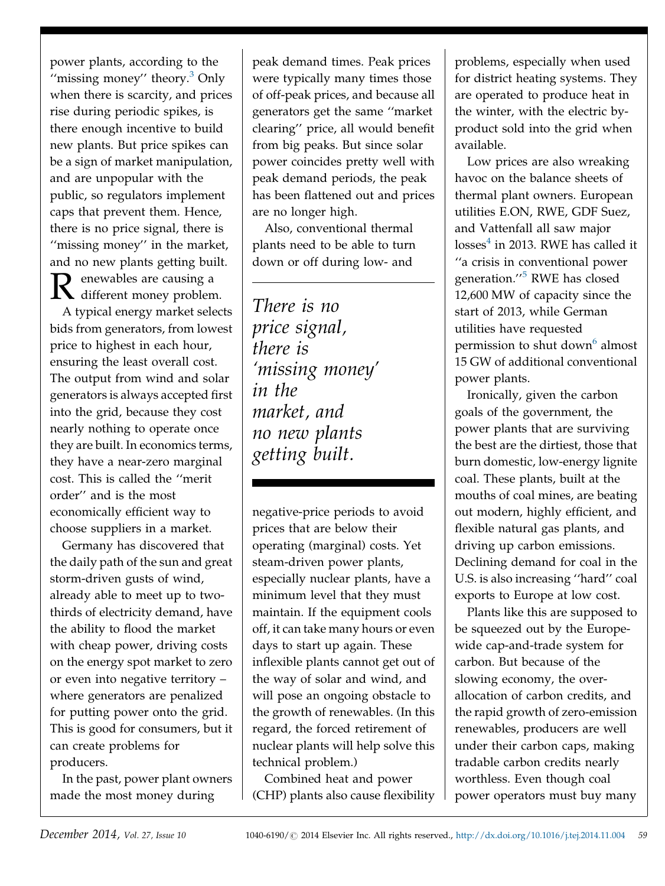power plants, according to the ''missing money'' theory.[3] Only when there is scarcity, and prices rise during periodic spikes, is there enough incentive to build new plants. But price spikes can be a sign of market manipulation, and are unpopular with the public, so regulators implement caps that prevent them. Hence, there is no price signal, there is ''missing money'' in the market, and no new plants getting built.

Renewables are causing a different money problem.

A typical energy market selects bids from generators, from lowest price to highest in each hour, ensuring the least overall cost. The output from wind and solar generators is always accepted first into the grid, because they cost nearly nothing to operate once they are built. In economics terms, they have a near-zero marginal cost. This is called the ''merit order'' and is the most economically efficient way to choose suppliers in a market.

Germany has discovered that the daily path of the sun and great storm-driven gusts of wind, already able to meet up to two-thirds of electricity demand, have the ability to flood the market with cheap power, driving costs on the energy spot market to zero or even into negative territory – where generators are penalized for putting power onto the grid. This is good for consumers, but it can create problems for producers.

In the past, power plant owners made the most money during peak demand times. Peak prices were typically many times those of off-peak prices, and because all generators get the same ''market clearing'' price, all would benefit from big peaks. But since solar power coincides pretty well with peak demand periods, the peak has been flattened out and prices are no longer high.

Also, conventional thermal plants need to be able to turn down or off during low- and negative-price periods to avoid prices that are below their operating (marginal) costs. Yet steam-driven power plants, especially nuclear plants, have a minimum level that they must maintain. If the equipment cools off, it can take many hours or even days to start up again. These inflexible plants cannot get out of the way of solar and wind, and will pose an ongoing obstacle to the growth of renewables. (In this regard, the forced retirement of nuclear plants will help solve this technical problem.)

*There is no price signal, there is 'missing money' in the market, and no new plants getting built.*

Combined heat and power (CHP) plants also cause flexibility problems, especially when used for district heating systems. They are operated to produce heat in the winter, with the electric by-product sold into the grid when available.

Low prices are also wreaking havoc on the balance sheets of thermal plant owners. European utilities E.ON, RWE, GDF Suez, and Vattenfall all saw major losses[4] in 2013. RWE has called it ''a crisis in conventional power generation.''[5] RWE has closed 12,600 MW of capacity since the start of 2013, while German utilities have requested permission to shut down[6] almost 15 GW of additional conventional power plants.

Ironically, given the carbon goals of the government, the power plants that are surviving the best are the dirtiest, those that burn domestic, low-energy lignite coal. These plants, built at the mouths of coal mines, are beating out modern, highly efficient, and flexible natural gas plants, and driving up carbon emissions. Declining demand for coal in the U.S. is also increasing ''hard'' coal exports to Europe at low cost.

Plants like this are supposed to be squeezed out by the Europe-wide cap-and-trade system for carbon. But because of the slowing economy, the over-allocation of carbon credits, and the rapid growth of zero-emission renewables, producers are well under their carbon caps, making tradable carbon credits nearly worthless. Even though coal power operators must buy many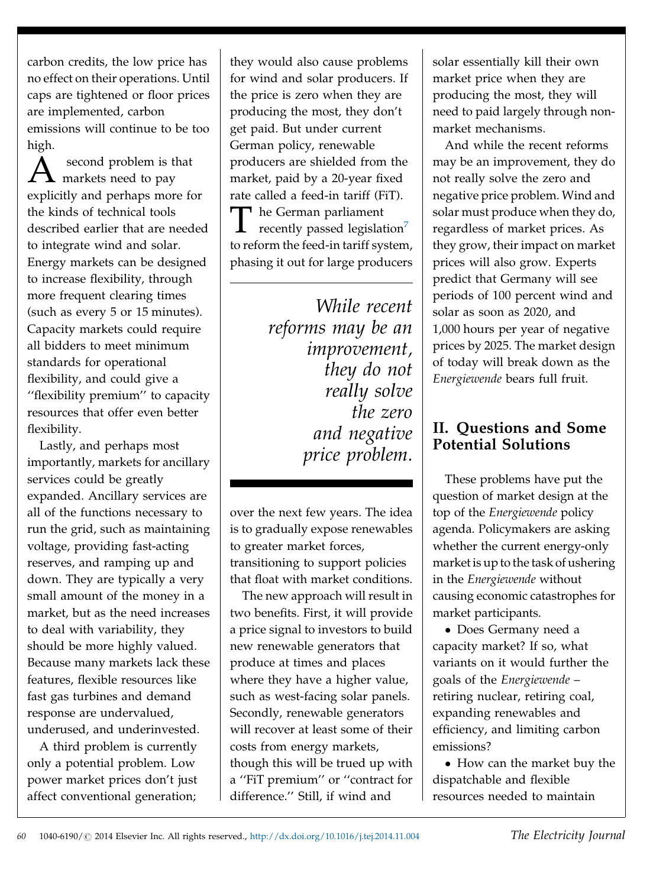carbon credits, the low price has no effect on their operations. Until caps are tightened or floor prices are implemented, carbon emissions will continue to be too high.

A second problem is that markets need to pay explicitly and perhaps more for the kinds of technical tools described earlier that are needed to integrate wind and solar. Energy markets can be designed to increase flexibility, through more frequent clearing times (such as every 5 or 15 minutes). Capacity markets could require all bidders to meet minimum standards for operational flexibility, and could give a ''flexibility premium'' to capacity resources that offer even better flexibility.

Lastly, and perhaps most importantly, markets for ancillary services could be greatly expanded. Ancillary services are all of the functions necessary to run the grid, such as maintaining voltage, providing fast-acting reserves, and ramping up and down. They are typically a very small amount of the money in a market, but as the need increases to deal with variability, they should be more highly valued. Because many markets lack these features, flexible resources like fast gas turbines and demand response are undervalued, underused, and underinvested.

A third problem is currently only a potential problem. Low power market prices don't just affect conventional generation; they would also cause problems for wind and solar producers. If the price is zero when they are producing the most, they don't get paid. But under current German policy, renewable producers are shielded from the market, paid by a 20-year fixed rate called a feed-in tariff (FiT).

The German parliament recently passed legislation[7] to reform the feed-in tariff system, phasing it out for large producers over the next few years. The idea is to gradually expose renewables to greater market forces, transitioning to support policies that float with market conditions.

> *While recent reforms may be an improvement, they do not really solve the zero and negative price problem.*

The new approach will result in two benefits. First, it will provide a price signal to investors to build new renewable generators that produce at times and places where they have a higher value, such as west-facing solar panels. Secondly, renewable generators will recover at least some of their costs from energy markets, though this will be trued up with a ''FiT premium'' or ''contract for difference.'' Still, if wind and solar essentially kill their own market price when they are producing the most, they will need to paid largely through non-market mechanisms.

And while the recent reforms may be an improvement, they do not really solve the zero and negative price problem. Wind and solar must produce when they do, regardless of market prices. As they grow, their impact on market prices will also grow. Experts predict that Germany will see periods of 100 percent wind and solar as soon as 2020, and 1,000 hours per year of negative prices by 2025. The market design of today will break down as the *Energiewende* bears full fruit.

## II. Questions and Some Potential Solutions

These problems have put the question of market design at the top of the *Energiewende* policy agenda. Policymakers are asking whether the current energy-only market is up to the task of ushering in the *Energiewende* without causing economic catastrophes for market participants.

- Does Germany need a capacity market? If so, what variants on it would further the goals of the *Energiewende* – retiring nuclear, retiring coal, expanding renewables and efficiency, and limiting carbon emissions?
- How can the market buy the dispatchable and flexible resources needed to maintain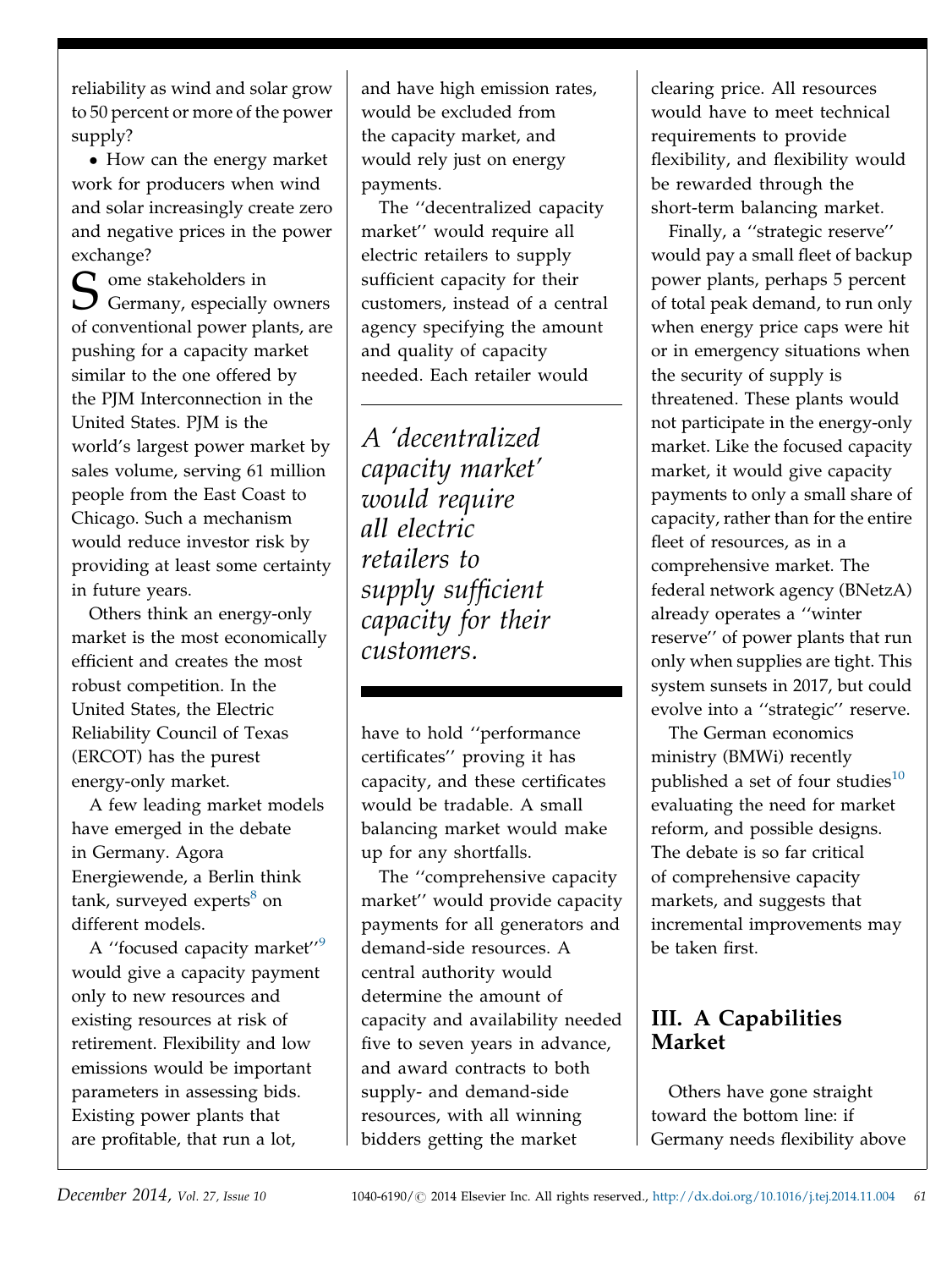reliability as wind and solar grow to 50 percent or more of the power supply?

- How can the energy market work for producers when wind and solar increasingly create zero and negative prices in the power exchange?

Some stakeholders in Germany, especially owners of conventional power plants, are pushing for a capacity market similar to the one offered by the PJM Interconnection in the United States. PJM is the world's largest power market by sales volume, serving 61 million people from the East Coast to Chicago. Such a mechanism would reduce investor risk by providing at least some certainty in future years.

Others think an energy-only market is the most economically efficient and creates the most robust competition. In the United States, the Electric Reliability Council of Texas (ERCOT) has the purest energy-only market.

A few leading market models have emerged in the debate in Germany. Agora Energiewende, a Berlin think tank, surveyed experts[8] on different models.

A ''focused capacity market''[9] would give a capacity payment only to new resources and existing resources at risk of retirement. Flexibility and low emissions would be important parameters in assessing bids. Existing power plants that are profitable, that run a lot, and have high emission rates, would be excluded from the capacity market, and would rely just on energy payments.

The ''decentralized capacity market'' would require all electric retailers to supply sufficient capacity for their customers, instead of a central agency specifying the amount and quality of capacity needed. Each retailer would have to hold ''performance certificates'' proving it has capacity, and these certificates would be tradable. A small balancing market would make up for any shortfalls.

*A 'decentralized capacity market' would require all electric retailers to supply sufficient capacity for their customers.*

The ''comprehensive capacity market'' would provide capacity payments for all generators and demand-side resources. A central authority would determine the amount of capacity and availability needed five to seven years in advance, and award contracts to both supply- and demand-side resources, with all winning bidders getting the market clearing price. All resources would have to meet technical requirements to provide flexibility, and flexibility would be rewarded through the short-term balancing market.

Finally, a ''strategic reserve'' would pay a small fleet of backup power plants, perhaps 5 percent of total peak demand, to run only when energy price caps were hit or in emergency situations when the security of supply is threatened. These plants would not participate in the energy-only market. Like the focused capacity market, it would give capacity payments to only a small share of capacity, rather than for the entire fleet of resources, as in a comprehensive market. The federal network agency (BNetzA) already operates a ''winter reserve'' of power plants that run only when supplies are tight. This system sunsets in 2017, but could evolve into a ''strategic'' reserve.

The German economics ministry (BMWi) recently published a set of four studies[10] evaluating the need for market reform, and possible designs. The debate is so far critical of comprehensive capacity markets, and suggests that incremental improvements may be taken first.

## III. A Capabilities Market

Others have gone straight toward the bottom line: if Germany needs flexibility above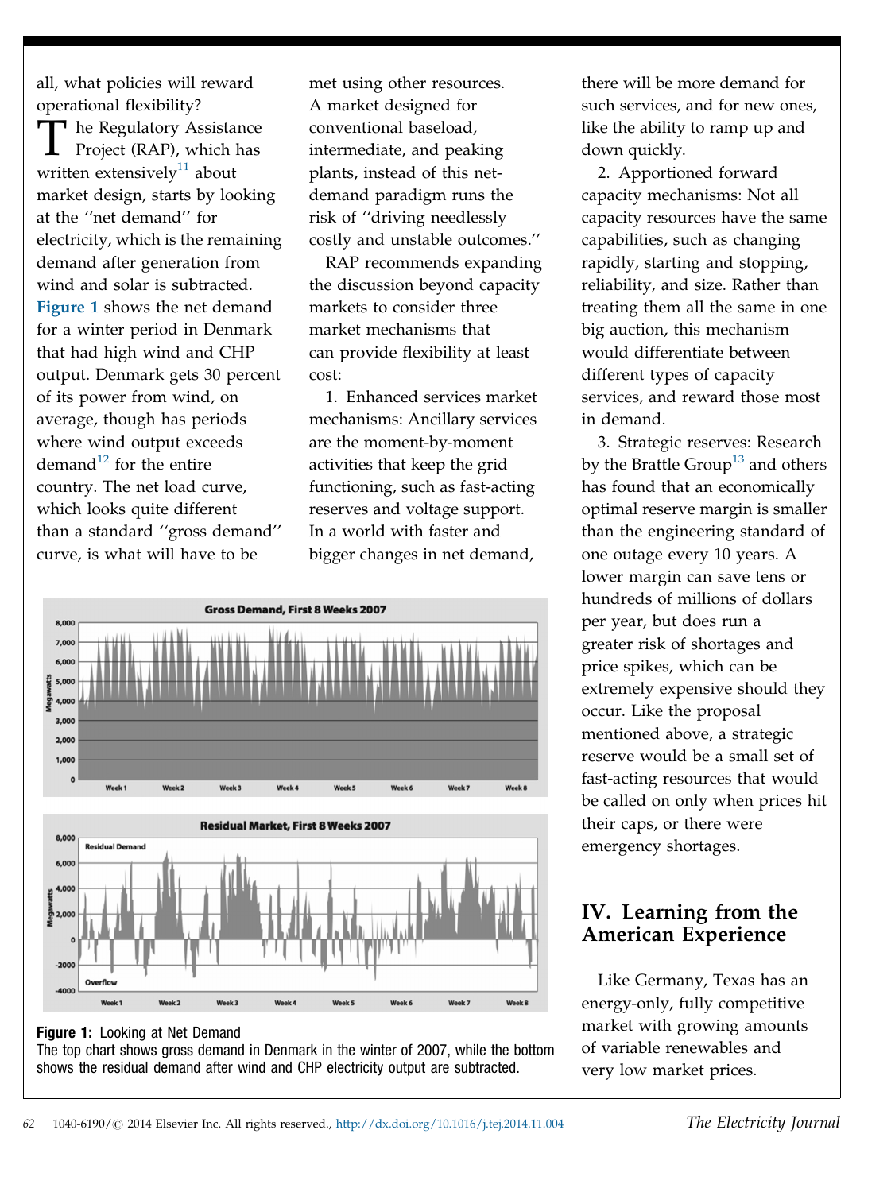all, what policies will reward operational flexibility?

The Regulatory Assistance Project (RAP), which has written extensively[11] about market design, starts by looking at the ''net demand'' for electricity, which is the remaining demand after generation from wind and solar is subtracted. Figure 1 shows the net demand for a winter period in Denmark that had high wind and CHP output. Denmark gets 30 percent of its power from wind, on average, though has periods where wind output exceeds demand[12] for the entire country. The net load curve, which looks quite different than a standard ''gross demand'' curve, is what will have to be met using other resources. A market designed for conventional baseload, intermediate, and peaking plants, instead of this net-demand paradigm runs the risk of ''driving needlessly costly and unstable outcomes.''

RAP recommends expanding the discussion beyond capacity markets to consider three market mechanisms that can provide flexibility at least cost:

1. Enhanced services market mechanisms: Ancillary services are the moment-by-moment activities that keep the grid functioning, such as fast-acting reserves and voltage support. In a world with faster and bigger changes in net demand, there will be more demand for such services, and for new ones, like the ability to ramp up and down quickly.

2. Apportioned forward capacity mechanisms: Not all capacity resources have the same capabilities, such as changing rapidly, starting and stopping, reliability, and size. Rather than treating them all the same in one big auction, this mechanism would differentiate between different types of capacity services, and reward those most in demand.

3. Strategic reserves: Research by the Brattle Group[13] and others has found that an economically optimal reserve margin is smaller than the engineering standard of one outage every 10 years. A lower margin can save tens or hundreds of millions of dollars per year, but does run a greater risk of shortages and price spikes, which can be extremely expensive should they occur. Like the proposal mentioned above, a strategic reserve would be a small set of fast-acting resources that would be called on only when prices hit their caps, or there were emergency shortages.

**Figure 1:** Looking at Net Demand
The top chart shows gross demand in Denmark in the winter of 2007, while the bottom shows the residual demand after wind and CHP electricity output are subtracted.

## IV. Learning from the American Experience

Like Germany, Texas has an energy-only, fully competitive market with growing amounts of variable renewables and very low market prices.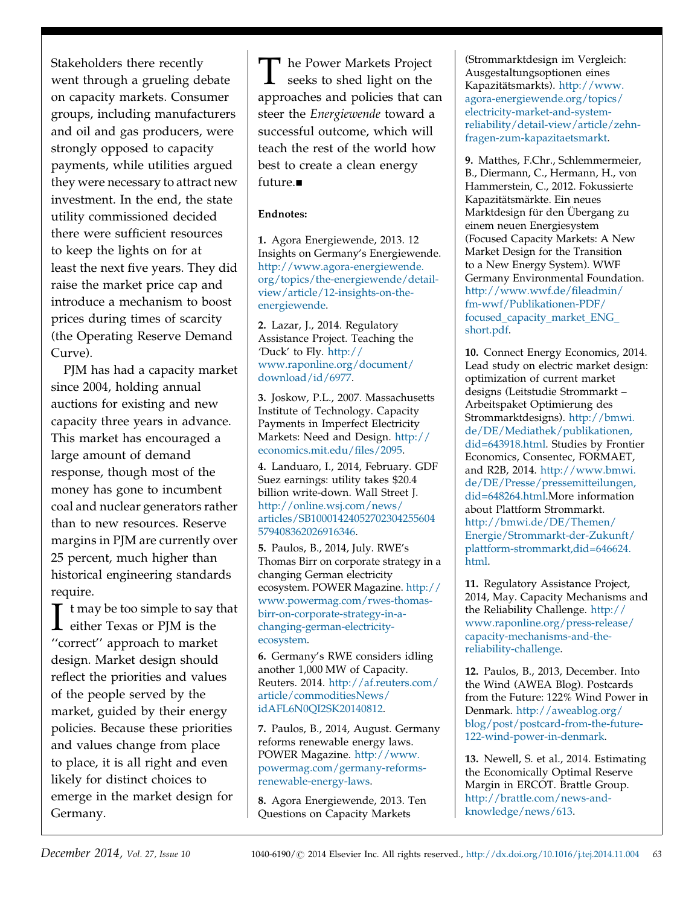Stakeholders there recently went through a grueling debate on capacity markets. Consumer groups, including manufacturers and oil and gas producers, were strongly opposed to capacity payments, while utilities argued they were necessary to attract new investment. In the end, the state utility commissioned decided there were sufficient resources to keep the lights on for at least the next five years. They did raise the market price cap and introduce a mechanism to boost prices during times of scarcity (the Operating Reserve Demand Curve).

PJM has had a capacity market since 2004, holding annual auctions for existing and new capacity three years in advance. This market has encouraged a large amount of demand response, though most of the money has gone to incumbent coal and nuclear generators rather than to new resources. Reserve margins in PJM are currently over 25 percent, much higher than historical engineering standards require.

It may be too simple to say that either Texas or PJM is the ''correct'' approach to market design. Market design should reflect the priorities and values of the people served by the market, guided by their energy policies. Because these priorities and values change from place to place, it is all right and even likely for distinct choices to emerge in the market design for Germany.

The Power Markets Project seeks to shed light on the approaches and policies that can steer the *Energiewende* toward a successful outcome, which will teach the rest of the world how best to create a clean energy future.■

**Endnotes:**

**1.** Agora Energiewende, 2013. 12 Insights on Germany's Energiewende. http://www.agora-energiewende.org/topics/the-energiewende/detail-view/article/12-insights-on-the-energiewende.

**2.** Lazar, J., 2014. Regulatory Assistance Project. Teaching the 'Duck' to Fly. http://www.raponline.org/document/download/id/6977.

**3.** Joskow, P.L., 2007. Massachusetts Institute of Technology. Capacity Payments in Imperfect Electricity Markets: Need and Design. http://economics.mit.edu/files/2095.

**4.** Landuaro, I., 2014, February. GDF Suez earnings: utility takes $20.4 billion write-down. Wall Street J. http://online.wsj.com/news/articles/SB10001424052702304255604579408362026916346.

**5.** Paulos, B., 2014, July. RWE's Thomas Birr on corporate strategy in a changing German electricity ecosystem. POWER Magazine. http://www.powermag.com/rwes-thomas-birr-on-corporate-strategy-in-a-changing-german-electricity-ecosystem.

**6.** Germany's RWE considers idling another 1,000 MW of Capacity. Reuters. 2014. http://af.reuters.com/article/commoditiesNews/idAFL6N0QI2SK20140812.

**7.** Paulos, B., 2014, August. Germany reforms renewable energy laws. POWER Magazine. http://www.powermag.com/germany-reforms-renewable-energy-laws.

**8.** Agora Energiewende, 2013. Ten Questions on Capacity Markets (Strommarktdesign im Vergleich: Ausgestaltungsoptionen eines Kapazitätsmarkts). http://www.agora-energiewende.org/topics/electricity-market-and-system-reliability/detail-view/article/zehn-fragen-zum-kapazitaetsmarkt.

**9.** Matthes, F.Chr., Schlemmermeier, B., Diermann, C., Hermann, H., von Hammerstein, C., 2012. Fokussierte Kapazitätsmärkte. Ein neues Marktdesign für den Übergang zu einem neuen Energiesystem (Focused Capacity Markets: A New Market Design for the Transition to a New Energy System). WWF Germany Environmental Foundation. http://www.wwf.de/fileadmin/fm-wwf/Publikationen-PDF/focused_capacity_market_ENG_short.pdf.

**10.** Connect Energy Economics, 2014. Lead study on electric market design: optimization of current market designs (Leitstudie Strommarkt – Arbeitspaket Optimierung des Strommarktdesigns). http://bmwi.de/DE/Mediathek/publikationen,did=643918.html. Studies by Frontier Economics, Consentec, FORMAET, and R2B, 2014. http://www.bmwi.de/DE/Presse/pressemitteilungen,did=648264.html.More information about Plattform Strommarkt. http://bmwi.de/DE/Themen/Energie/Strommarkt-der-Zukunft/plattform-strommarkt,did=646624.html.

**11.** Regulatory Assistance Project, 2014, May. Capacity Mechanisms and the Reliability Challenge. http://www.raponline.org/press-release/capacity-mechanisms-and-the-reliability-challenge.

**12.** Paulos, B., 2013, December. Into the Wind (AWEA Blog). Postcards from the Future: 122% Wind Power in Denmark. http://aweablog.org/blog/post/postcard-from-the-future-122-wind-power-in-denmark.

**13.** Newell, S. et al., 2014. Estimating the Economically Optimal Reserve Margin in ERCOT. Brattle Group. http://brattle.com/news-and-knowledge/news/613.